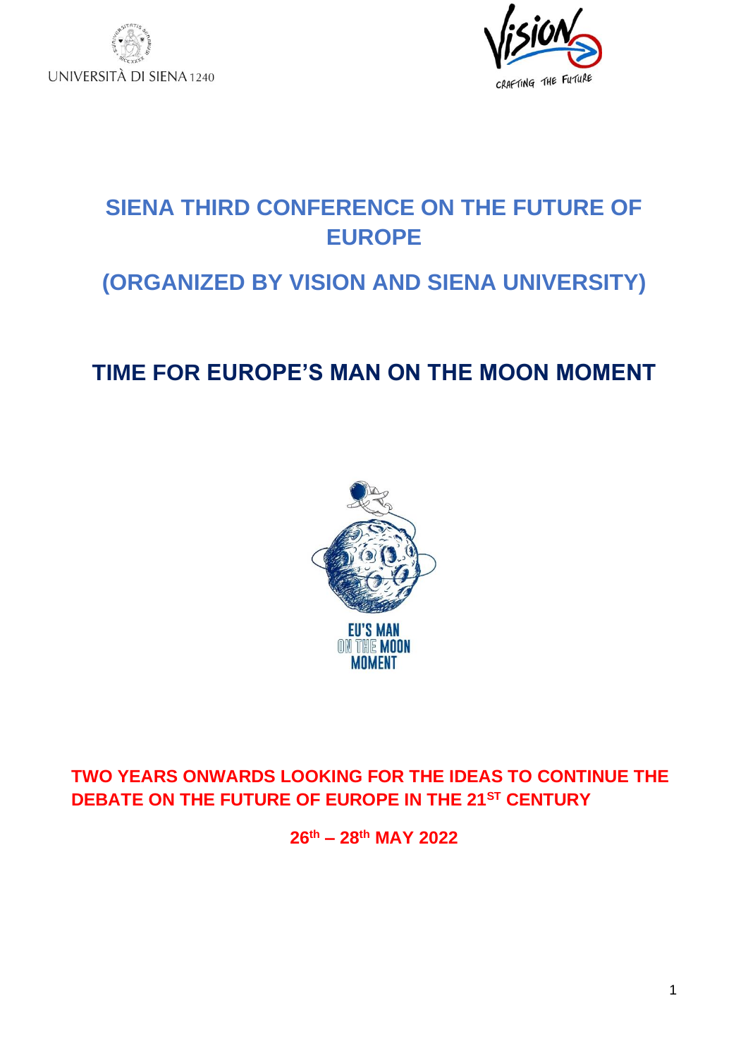UNIVERSITÀ DI SIENA 1240

# SIENA THIRD CONFERENCE ON THE FUTURE OF EUROPE

## (ORGANIZED BY VISION AND SIENA UNIVERSITY)

# TIME FOR EUROPE'S MAN ON THE MOON MOMENT

EU'S MAN ON THE MOON MOMENT

**TWO YEARS ONWARDS LOOKING FOR THE IDEAS TO CONTINUE THE DEBATE ON THE FUTURE OF EUROPE IN THE 21ST CENTURY**

**26th – 28th MAY 2022**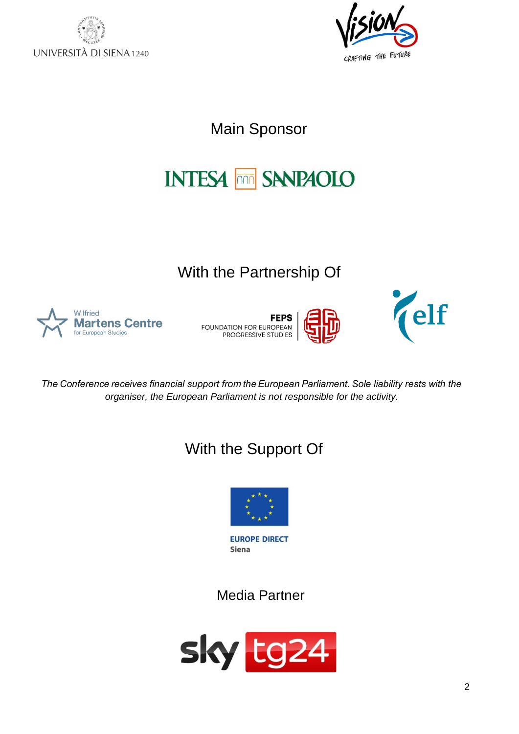UNIVERSITÀ DI SIENA 1240

Vision CRAFTING THE FUTURE

## Main Sponsor

INTESA SANPAOLO

## With the Partnership Of

Wilfried Martens Centre for European Studies

FEPS FOUNDATION FOR EUROPEAN PROGRESSIVE STUDIES

elf

*The Conference receives financial support from the European Parliament. Sole liability rests with the organiser, the European Parliament is not responsible for the activity.*

## With the Support Of

EUROPE DIRECT Siena

## Media Partner

sky tg24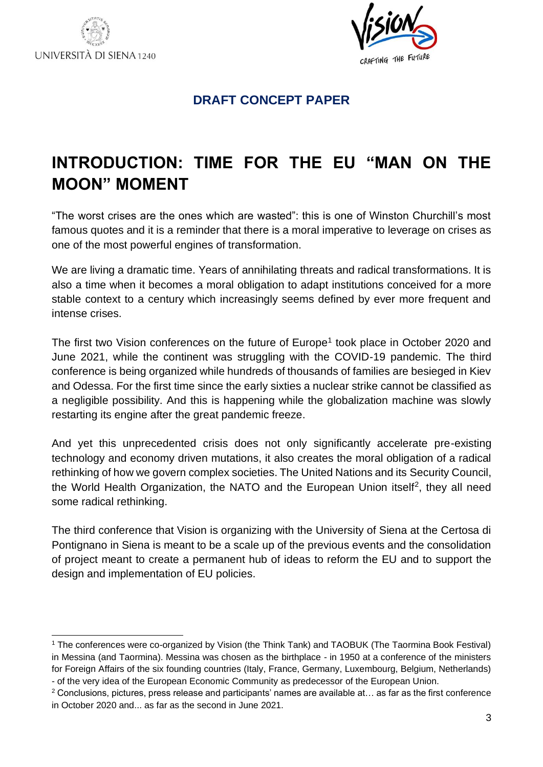**DRAFT CONCEPT PAPER**

# INTRODUCTION: TIME FOR THE EU "MAN ON THE MOON" MOMENT

"The worst crises are the ones which are wasted": this is one of Winston Churchill's most famous quotes and it is a reminder that there is a moral imperative to leverage on crises as one of the most powerful engines of transformation.

We are living a dramatic time. Years of annihilating threats and radical transformations. It is also a time when it becomes a moral obligation to adapt institutions conceived for a more stable context to a century which increasingly seems defined by ever more frequent and intense crises.

The first two Vision conferences on the future of Europe[1] took place in October 2020 and June 2021, while the continent was struggling with the COVID-19 pandemic. The third conference is being organized while hundreds of thousands of families are besieged in Kiev and Odessa. For the first time since the early sixties a nuclear strike cannot be classified as a negligible possibility. And this is happening while the globalization machine was slowly restarting its engine after the great pandemic freeze.

And yet this unprecedented crisis does not only significantly accelerate pre-existing technology and economy driven mutations, it also creates the moral obligation of a radical rethinking of how we govern complex societies. The United Nations and its Security Council, the World Health Organization, the NATO and the European Union itself[2], they all need some radical rethinking.

The third conference that Vision is organizing with the University of Siena at the Certosa di Pontignano in Siena is meant to be a scale up of the previous events and the consolidation of project meant to create a permanent hub of ideas to reform the EU and to support the design and implementation of EU policies.

---

[1] The conferences were co-organized by Vision (the Think Tank) and TAOBUK (The Taormina Book Festival) in Messina (and Taormina). Messina was chosen as the birthplace - in 1950 at a conference of the ministers for Foreign Affairs of the six founding countries (Italy, France, Germany, Luxembourg, Belgium, Netherlands) - of the very idea of the European Economic Community as predecessor of the European Union.

[2] Conclusions, pictures, press release and participants' names are available at… as far as the first conference in October 2020 and... as far as the second in June 2021.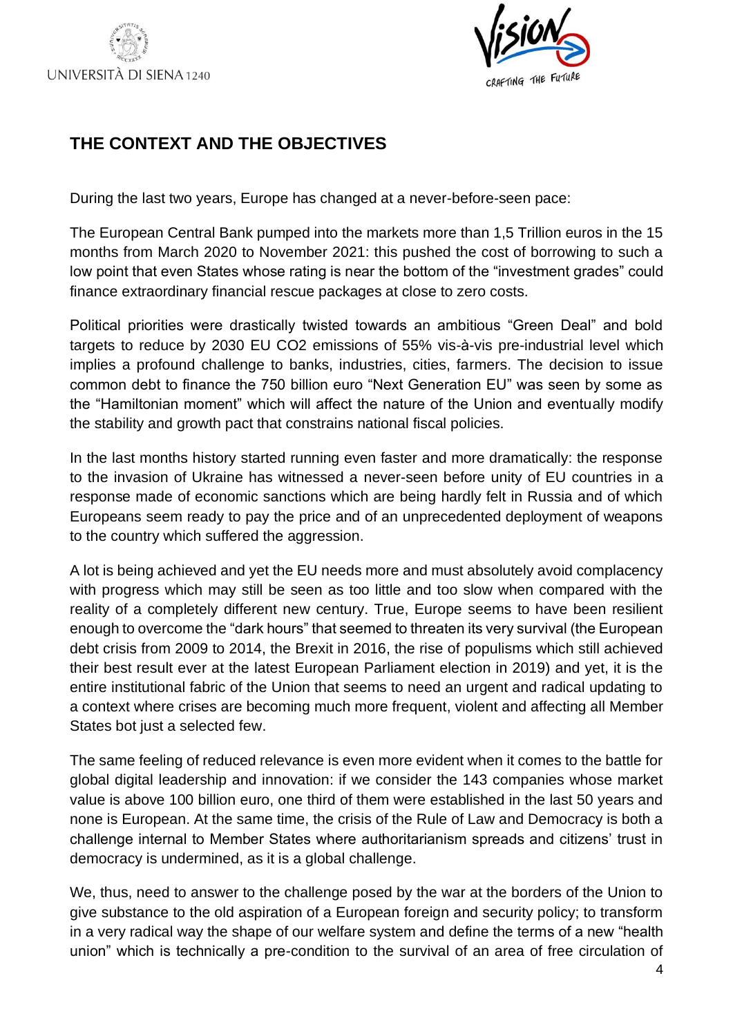## THE CONTEXT AND THE OBJECTIVES

During the last two years, Europe has changed at a never-before-seen pace:

The European Central Bank pumped into the markets more than 1,5 Trillion euros in the 15 months from March 2020 to November 2021: this pushed the cost of borrowing to such a low point that even States whose rating is near the bottom of the “investment grades” could finance extraordinary financial rescue packages at close to zero costs.

Political priorities were drastically twisted towards an ambitious “Green Deal” and bold targets to reduce by 2030 EU $CO_2$ emissions of 55% vis-à-vis pre-industrial level which implies a profound challenge to banks, industries, cities, farmers. The decision to issue common debt to finance the 750 billion euro “Next Generation EU” was seen by some as the “Hamiltonian moment” which will affect the nature of the Union and eventually modify the stability and growth pact that constrains national fiscal policies.

In the last months history started running even faster and more dramatically: the response to the invasion of Ukraine has witnessed a never-seen before unity of EU countries in a response made of economic sanctions which are being hardly felt in Russia and of which Europeans seem ready to pay the price and of an unprecedented deployment of weapons to the country which suffered the aggression.

A lot is being achieved and yet the EU needs more and must absolutely avoid complacency with progress which may still be seen as too little and too slow when compared with the reality of a completely different new century. True, Europe seems to have been resilient enough to overcome the “dark hours” that seemed to threaten its very survival (the European debt crisis from 2009 to 2014, the Brexit in 2016, the rise of populisms which still achieved their best result ever at the latest European Parliament election in 2019) and yet, it is the entire institutional fabric of the Union that seems to need an urgent and radical updating to a context where crises are becoming much more frequent, violent and affecting all Member States bot just a selected few.

The same feeling of reduced relevance is even more evident when it comes to the battle for global digital leadership and innovation: if we consider the 143 companies whose market value is above 100 billion euro, one third of them were established in the last 50 years and none is European. At the same time, the crisis of the Rule of Law and Democracy is both a challenge internal to Member States where authoritarianism spreads and citizens’ trust in democracy is undermined, as it is a global challenge.

We, thus, need to answer to the challenge posed by the war at the borders of the Union to give substance to the old aspiration of a European foreign and security policy; to transform in a very radical way the shape of our welfare system and define the terms of a new “health union” which is technically a pre-condition to the survival of an area of free circulation of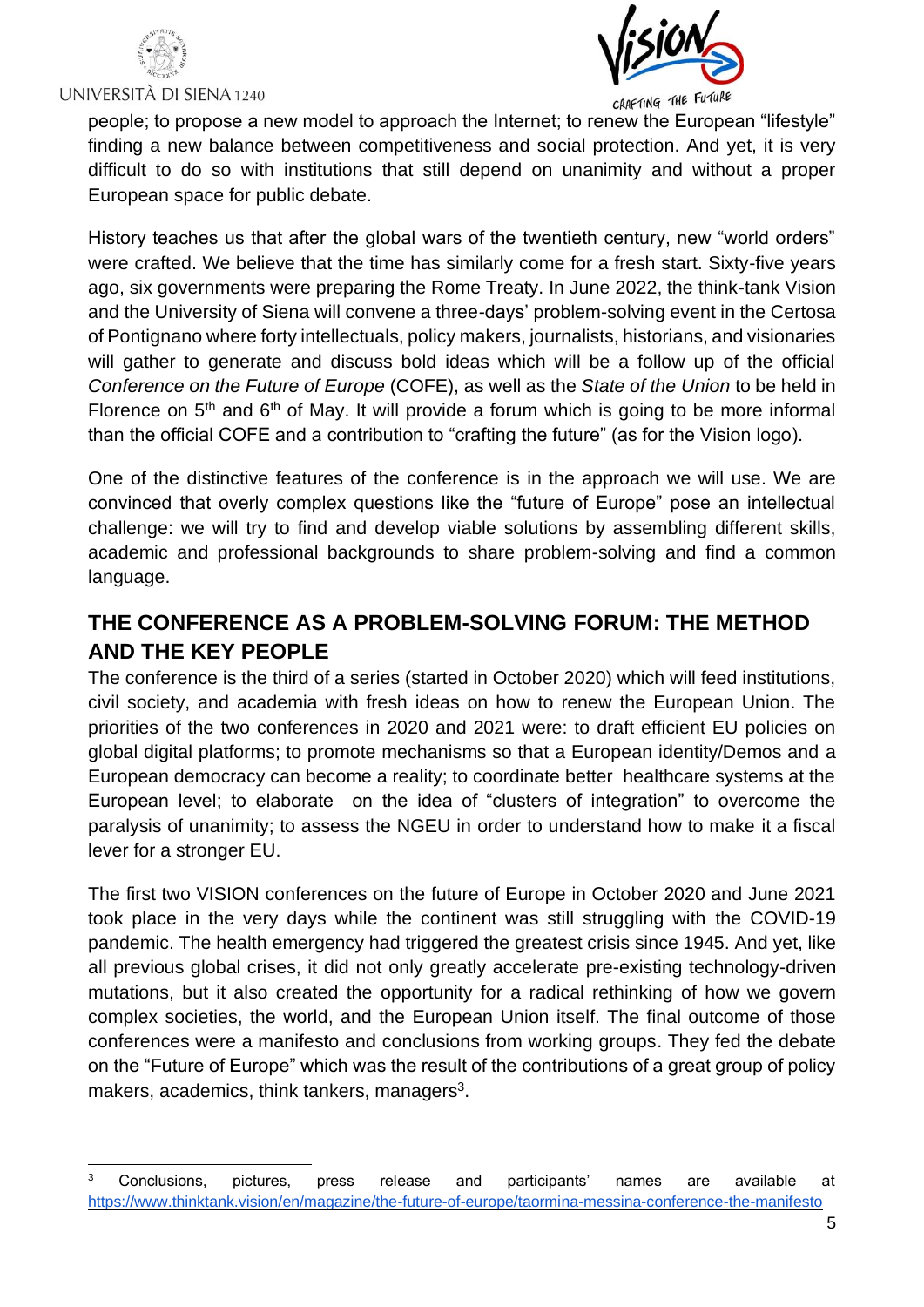people; to propose a new model to approach the Internet; to renew the European "lifestyle" finding a new balance between competitiveness and social protection. And yet, it is very difficult to do so with institutions that still depend on unanimity and without a proper European space for public debate.

History teaches us that after the global wars of the twentieth century, new "world orders" were crafted. We believe that the time has similarly come for a fresh start. Sixty-five years ago, six governments were preparing the Rome Treaty. In June 2022, the think-tank Vision and the University of Siena will convene a three-days' problem-solving event in the Certosa of Pontignano where forty intellectuals, policy makers, journalists, historians, and visionaries will gather to generate and discuss bold ideas which will be a follow up of the official *Conference on the Future of Europe* (COFE), as well as the *State of the Union* to be held in Florence on 5th and 6th of May. It will provide a forum which is going to be more informal than the official COFE and a contribution to "crafting the future" (as for the Vision logo).

One of the distinctive features of the conference is in the approach we will use. We are convinced that overly complex questions like the "future of Europe" pose an intellectual challenge: we will try to find and develop viable solutions by assembling different skills, academic and professional backgrounds to share problem-solving and find a common language.

## THE CONFERENCE AS A PROBLEM-SOLVING FORUM: THE METHOD AND THE KEY PEOPLE

The conference is the third of a series (started in October 2020) which will feed institutions, civil society, and academia with fresh ideas on how to renew the European Union. The priorities of the two conferences in 2020 and 2021 were: to draft efficient EU policies on global digital platforms; to promote mechanisms so that a European identity/Demos and a European democracy can become a reality; to coordinate better healthcare systems at the European level; to elaborate on the idea of "clusters of integration" to overcome the paralysis of unanimity; to assess the NGEU in order to understand how to make it a fiscal lever for a stronger EU.

The first two VISION conferences on the future of Europe in October 2020 and June 2021 took place in the very days while the continent was still struggling with the COVID-19 pandemic. The health emergency had triggered the greatest crisis since 1945. And yet, like all previous global crises, it did not only greatly accelerate pre-existing technology-driven mutations, but it also created the opportunity for a radical rethinking of how we govern complex societies, the world, and the European Union itself. The final outcome of those conferences were a manifesto and conclusions from working groups. They fed the debate on the "Future of Europe" which was the result of the contributions of a great group of policy makers, academics, think tankers, managers[3].

---

[3] Conclusions, pictures, press release and participants' names are available at https://www.thinktank.vision/en/magazine/the-future-of-europe/taormina-messina-conference-the-manifesto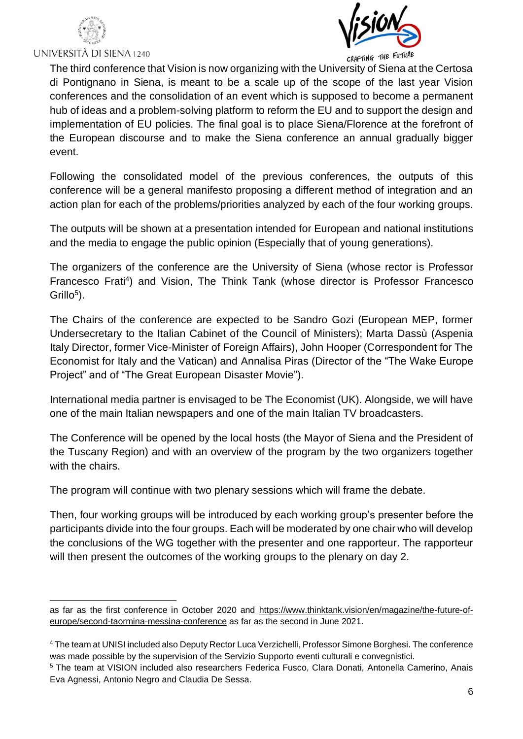The third conference that Vision is now organizing with the University of Siena at the Certosa di Pontignano in Siena, is meant to be a scale up of the scope of the last year Vision conferences and the consolidation of an event which is supposed to become a permanent hub of ideas and a problem-solving platform to reform the EU and to support the design and implementation of EU policies. The final goal is to place Siena/Florence at the forefront of the European discourse and to make the Siena conference an annual gradually bigger event.

Following the consolidated model of the previous conferences, the outputs of this conference will be a general manifesto proposing a different method of integration and an action plan for each of the problems/priorities analyzed by each of the four working groups.

The outputs will be shown at a presentation intended for European and national institutions and the media to engage the public opinion (Especially that of young generations).

The organizers of the conference are the University of Siena (whose rector is Professor Francesco Frati[4]) and Vision, The Think Tank (whose director is Professor Francesco Grillo[5]).

The Chairs of the conference are expected to be Sandro Gozi (European MEP, former Undersecretary to the Italian Cabinet of the Council of Ministers); Marta Dassù (Aspenia Italy Director, former Vice-Minister of Foreign Affairs), John Hooper (Correspondent for The Economist for Italy and the Vatican) and Annalisa Piras (Director of the "The Wake Europe Project" and of "The Great European Disaster Movie").

International media partner is envisaged to be The Economist (UK). Alongside, we will have one of the main Italian newspapers and one of the main Italian TV broadcasters.

The Conference will be opened by the local hosts (the Mayor of Siena and the President of the Tuscany Region) and with an overview of the program by the two organizers together with the chairs.

The program will continue with two plenary sessions which will frame the debate.

Then, four working groups will be introduced by each working group's presenter before the participants divide into the four groups. Each will be moderated by one chair who will develop the conclusions of the WG together with the presenter and one rapporteur. The rapporteur will then present the outcomes of the working groups to the plenary on day 2.

---

as far as the first conference in October 2020 and https://www.thinktank.vision/en/magazine/the-future-of-europe/second-taormina-messina-conference as far as the second in June 2021.

[4] The team at UNISI included also Deputy Rector Luca Verzichelli, Professor Simone Borghesi. The conference was made possible by the supervision of the Servizio Supporto eventi culturali e convegnistici.

[5] The team at VISION included also researchers Federica Fusco, Clara Donati, Antonella Camerino, Anais Eva Agnessi, Antonio Negro and Claudia De Sessa.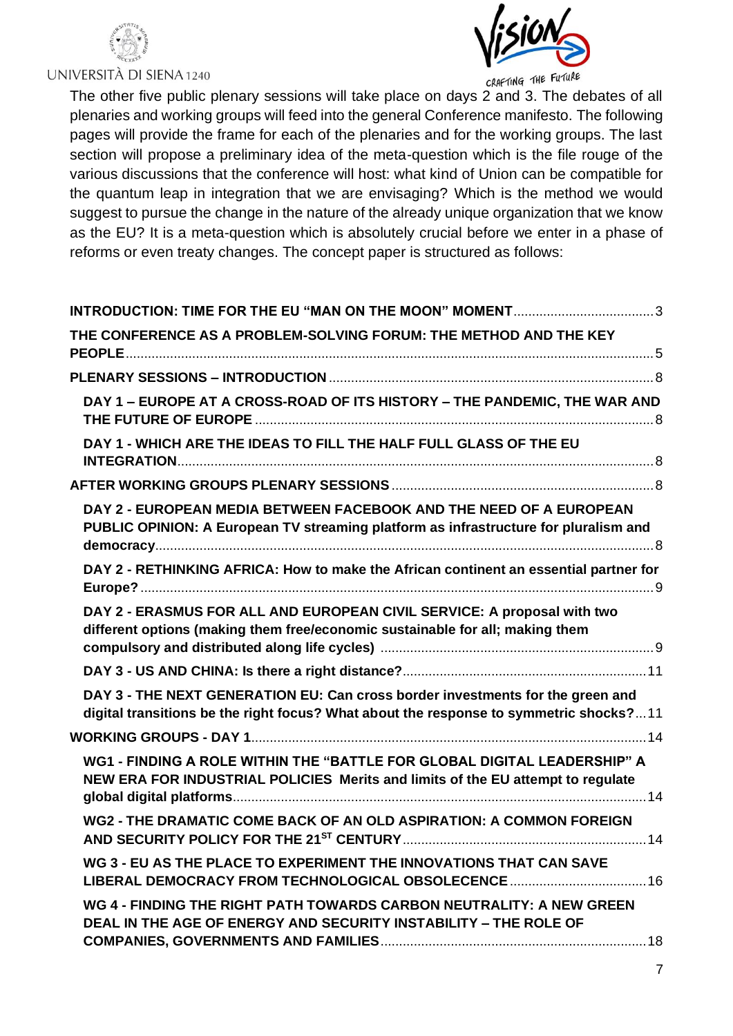The other five public plenary sessions will take place on days 2 and 3. The debates of all plenaries and working groups will feed into the general Conference manifesto. The following pages will provide the frame for each of the plenaries and for the working groups. The last section will propose a preliminary idea of the meta-question which is the file rouge of the various discussions that the conference will host: what kind of Union can be compatible for the quantum leap in integration that we are envisaging? Which is the method we would suggest to pursue the change in the nature of the already unique organization that we know as the EU? It is a meta-question which is absolutely crucial before we enter in a phase of reforms or even treaty changes. The concept paper is structured as follows:

**INTRODUCTION: TIME FOR THE EU "MAN ON THE MOON" MOMENT** .......... 3

**THE CONFERENCE AS A PROBLEM-SOLVING FORUM: THE METHOD AND THE KEY PEOPLE** .......... 5

**PLENARY SESSIONS – INTRODUCTION** .......... 8

- **DAY 1 – EUROPE AT A CROSS-ROAD OF ITS HISTORY – THE PANDEMIC, THE WAR AND THE FUTURE OF EUROPE** .......... 8
- **DAY 1 - WHICH ARE THE IDEAS TO FILL THE HALF FULL GLASS OF THE EU INTEGRATION** .......... 8

**AFTER WORKING GROUPS PLENARY SESSIONS** .......... 8

- **DAY 2 - EUROPEAN MEDIA BETWEEN FACEBOOK AND THE NEED OF A EUROPEAN PUBLIC OPINION: A European TV streaming platform as infrastructure for pluralism and democracy** .......... 8
- **DAY 2 - RETHINKING AFRICA: How to make the African continent an essential partner for Europe?** .......... 9
- **DAY 2 - ERASMUS FOR ALL AND EUROPEAN CIVIL SERVICE: A proposal with two different options (making them free/economic sustainable for all; making them compulsory and distributed along life cycles)** .......... 9
- **DAY 3 - US AND CHINA: Is there a right distance?** .......... 11
- **DAY 3 - THE NEXT GENERATION EU: Can cross border investments for the green and digital transitions be the right focus? What about the response to symmetric shocks?** .......... 11

**WORKING GROUPS - DAY 1** .......... 14

- **WG1 - FINDING A ROLE WITHIN THE "BATTLE FOR GLOBAL DIGITAL LEADERSHIP" A NEW ERA FOR INDUSTRIAL POLICIES Merits and limits of the EU attempt to regulate global digital platforms** .......... 14
- **WG2 - THE DRAMATIC COME BACK OF AN OLD ASPIRATION: A COMMON FOREIGN AND SECURITY POLICY FOR THE 21ST CENTURY** .......... 14
- **WG 3 - EU AS THE PLACE TO EXPERIMENT THE INNOVATIONS THAT CAN SAVE LIBERAL DEMOCRACY FROM TECHNOLOGICAL OBSOLESCENCE** .......... 16
- **WG 4 - FINDING THE RIGHT PATH TOWARDS CARBON NEUTRALITY: A NEW GREEN DEAL IN THE AGE OF ENERGY AND SECURITY INSTABILITY – THE ROLE OF COMPANIES, GOVERNMENTS AND FAMILIES** .......... 18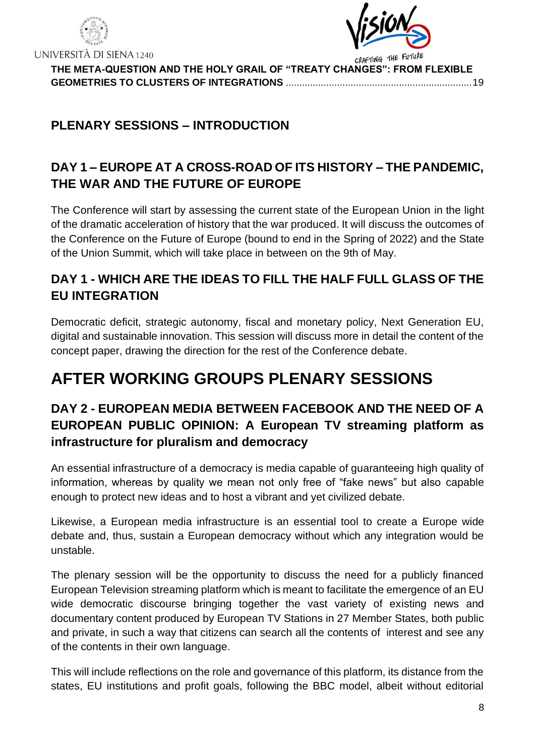**THE META-QUESTION AND THE HOLY GRAIL OF "TREATY CHANGES": FROM FLEXIBLE GEOMETRIES TO CLUSTERS OF INTEGRATIONS** ....................................................................19

## PLENARY SESSIONS – INTRODUCTION

## DAY 1 – EUROPE AT A CROSS-ROAD OF ITS HISTORY – THE PANDEMIC, THE WAR AND THE FUTURE OF EUROPE

The Conference will start by assessing the current state of the European Union in the light of the dramatic acceleration of history that the war produced. It will discuss the outcomes of the Conference on the Future of Europe (bound to end in the Spring of 2022) and the State of the Union Summit, which will take place in between on the 9th of May.

## DAY 1 - WHICH ARE THE IDEAS TO FILL THE HALF FULL GLASS OF THE EU INTEGRATION

Democratic deficit, strategic autonomy, fiscal and monetary policy, Next Generation EU, digital and sustainable innovation. This session will discuss more in detail the content of the concept paper, drawing the direction for the rest of the Conference debate.

# AFTER WORKING GROUPS PLENARY SESSIONS

## DAY 2 - EUROPEAN MEDIA BETWEEN FACEBOOK AND THE NEED OF A EUROPEAN PUBLIC OPINION: A European TV streaming platform as infrastructure for pluralism and democracy

An essential infrastructure of a democracy is media capable of guaranteeing high quality of information, whereas by quality we mean not only free of "fake news" but also capable enough to protect new ideas and to host a vibrant and yet civilized debate.

Likewise, a European media infrastructure is an essential tool to create a Europe wide debate and, thus, sustain a European democracy without which any integration would be unstable.

The plenary session will be the opportunity to discuss the need for a publicly financed European Television streaming platform which is meant to facilitate the emergence of an EU wide democratic discourse bringing together the vast variety of existing news and documentary content produced by European TV Stations in 27 Member States, both public and private, in such a way that citizens can search all the contents of interest and see any of the contents in their own language.

This will include reflections on the role and governance of this platform, its distance from the states, EU institutions and profit goals, following the BBC model, albeit without editorial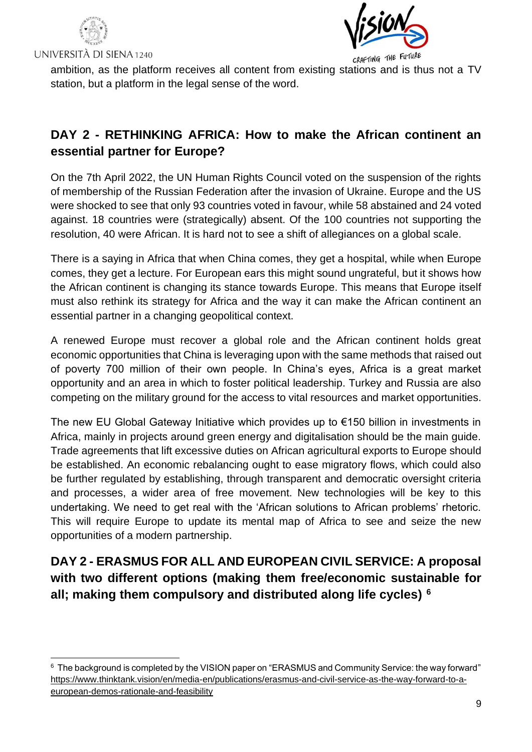ambition, as the platform receives all content from existing stations and is thus not a TV station, but a platform in the legal sense of the word.

## DAY 2 - RETHINKING AFRICA: How to make the African continent an essential partner for Europe?

On the 7th April 2022, the UN Human Rights Council voted on the suspension of the rights of membership of the Russian Federation after the invasion of Ukraine. Europe and the US were shocked to see that only 93 countries voted in favour, while 58 abstained and 24 voted against. 18 countries were (strategically) absent. Of the 100 countries not supporting the resolution, 40 were African. It is hard not to see a shift of allegiances on a global scale.

There is a saying in Africa that when China comes, they get a hospital, while when Europe comes, they get a lecture. For European ears this might sound ungrateful, but it shows how the African continent is changing its stance towards Europe. This means that Europe itself must also rethink its strategy for Africa and the way it can make the African continent an essential partner in a changing geopolitical context.

A renewed Europe must recover a global role and the African continent holds great economic opportunities that China is leveraging upon with the same methods that raised out of poverty 700 million of their own people. In China's eyes, Africa is a great market opportunity and an area in which to foster political leadership. Turkey and Russia are also competing on the military ground for the access to vital resources and market opportunities.

The new EU Global Gateway Initiative which provides up to €150 billion in investments in Africa, mainly in projects around green energy and digitalisation should be the main guide. Trade agreements that lift excessive duties on African agricultural exports to Europe should be established. An economic rebalancing ought to ease migratory flows, which could also be further regulated by establishing, through transparent and democratic oversight criteria and processes, a wider area of free movement. New technologies will be key to this undertaking. We need to get real with the 'African solutions to African problems' rhetoric. This will require Europe to update its mental map of Africa to see and seize the new opportunities of a modern partnership.

## DAY 2 - ERASMUS FOR ALL AND EUROPEAN CIVIL SERVICE: A proposal with two different options (making them free/economic sustainable for all; making them compulsory and distributed along life cycles) [6]

[6] The background is completed by the VISION paper on "ERASMUS and Community Service: the way forward" https://www.thinktank.vision/en/media-en/publications/erasmus-and-civil-service-as-the-way-forward-to-a-european-demos-rationale-and-feasibility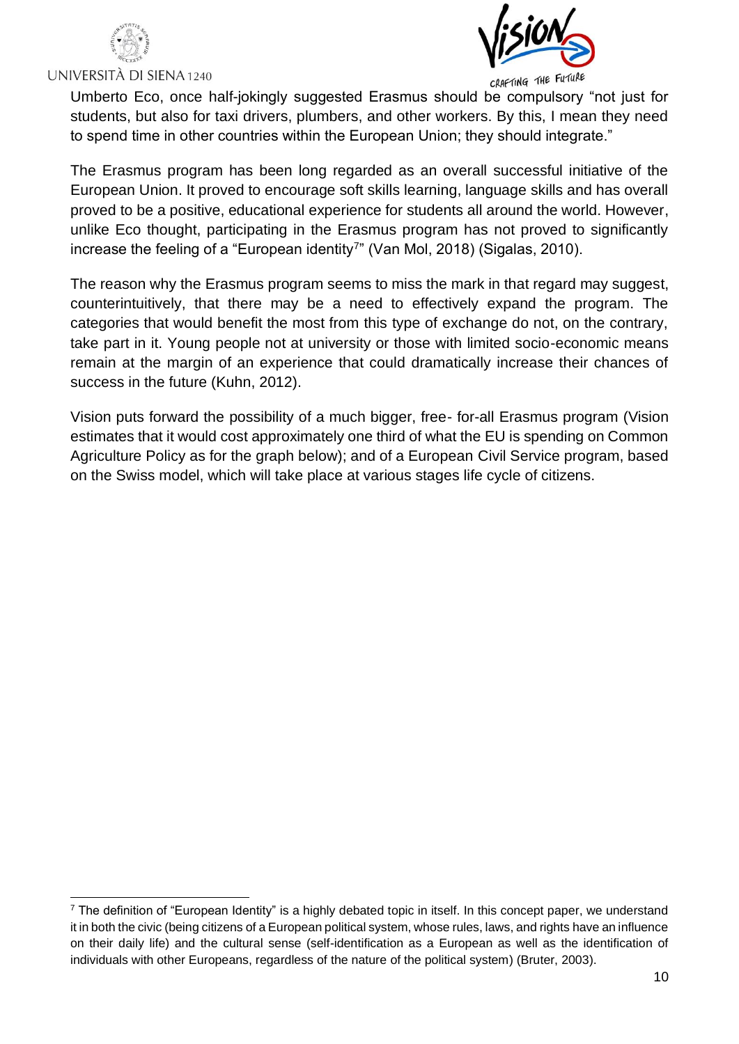Umberto Eco, once half-jokingly suggested Erasmus should be compulsory "not just for students, but also for taxi drivers, plumbers, and other workers. By this, I mean they need to spend time in other countries within the European Union; they should integrate."

The Erasmus program has been long regarded as an overall successful initiative of the European Union. It proved to encourage soft skills learning, language skills and has overall proved to be a positive, educational experience for students all around the world. However, unlike Eco thought, participating in the Erasmus program has not proved to significantly increase the feeling of a "European identity[7]" (Van Mol, 2018) (Sigalas, 2010).

The reason why the Erasmus program seems to miss the mark in that regard may suggest, counterintuitively, that there may be a need to effectively expand the program. The categories that would benefit the most from this type of exchange do not, on the contrary, take part in it. Young people not at university or those with limited socio-economic means remain at the margin of an experience that could dramatically increase their chances of success in the future (Kuhn, 2012).

Vision puts forward the possibility of a much bigger, free- for-all Erasmus program (Vision estimates that it would cost approximately one third of what the EU is spending on Common Agriculture Policy as for the graph below); and of a European Civil Service program, based on the Swiss model, which will take place at various stages life cycle of citizens.

[7] The definition of "European Identity" is a highly debated topic in itself. In this concept paper, we understand it in both the civic (being citizens of a European political system, whose rules, laws, and rights have an influence on their daily life) and the cultural sense (self-identification as a European as well as the identification of individuals with other Europeans, regardless of the nature of the political system) (Bruter, 2003).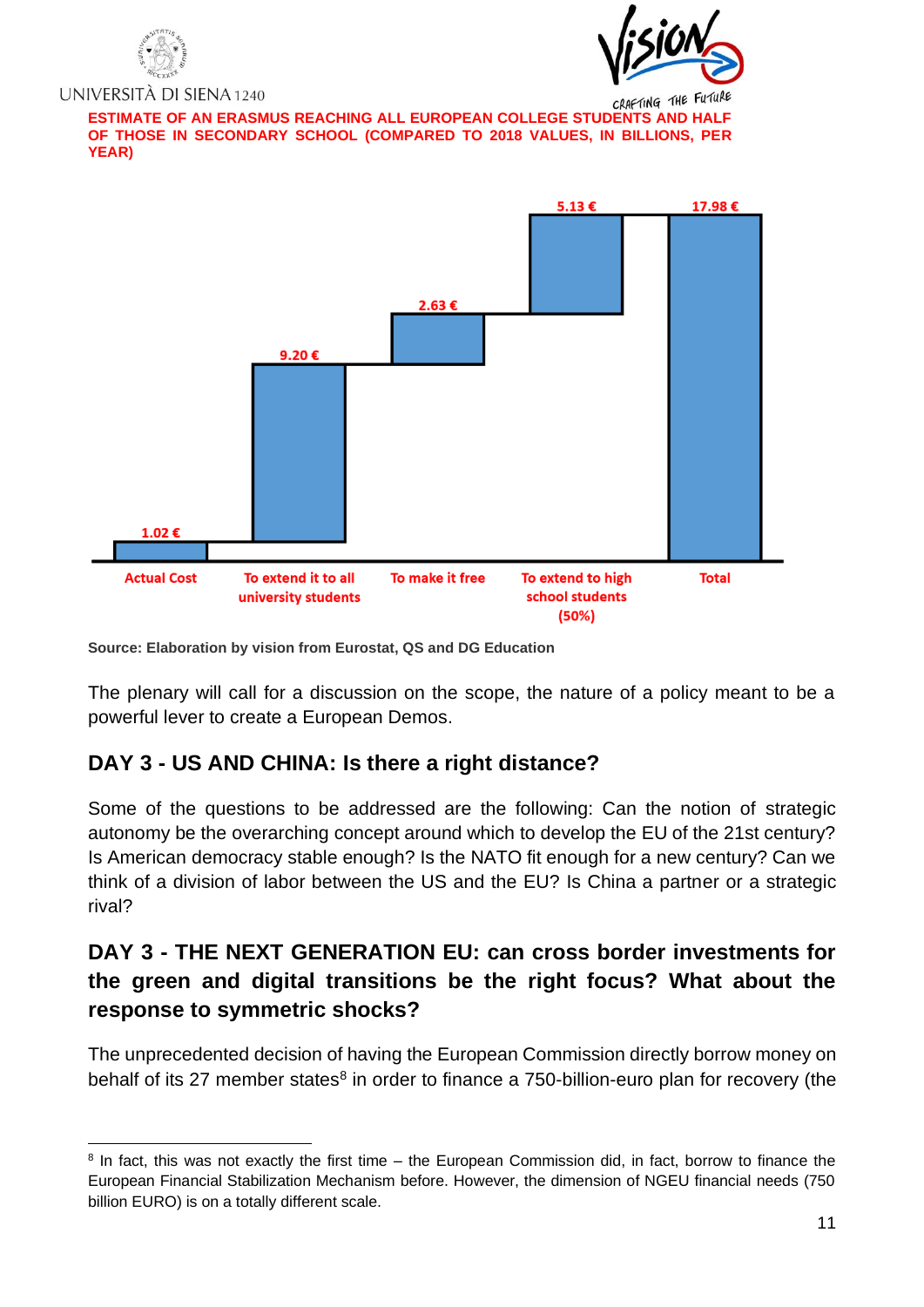**ESTIMATE OF AN ERASMUS REACHING ALL EUROPEAN COLLEGE STUDENTS AND HALF OF THOSE IN SECONDARY SCHOOL (COMPARED TO 2018 VALUES, IN BILLIONS, PER YEAR)**

| Actual Cost | To extend it to all university students | To make it free | To extend to high school students (50%) | Total |
|---|---|---|---|---|
| 1.02 € | 9.20 € | 2.63 € | 5.13 € | 17.98 € |

**Source: Elaboration by vision from Eurostat, QS and DG Education**

The plenary will call for a discussion on the scope, the nature of a policy meant to be a powerful lever to create a European Demos.

## DAY 3 - US AND CHINA: Is there a right distance?

Some of the questions to be addressed are the following: Can the notion of strategic autonomy be the overarching concept around which to develop the EU of the 21st century? Is American democracy stable enough? Is the NATO fit enough for a new century? Can we think of a division of labor between the US and the EU? Is China a partner or a strategic rival?

## DAY 3 - THE NEXT GENERATION EU: can cross border investments for the green and digital transitions be the right focus? What about the response to symmetric shocks?

The unprecedented decision of having the European Commission directly borrow money on behalf of its 27 member states[8] in order to finance a 750-billion-euro plan for recovery (the

---

[8] In fact, this was not exactly the first time – the European Commission did, in fact, borrow to finance the European Financial Stabilization Mechanism before. However, the dimension of NGEU financial needs (750 billion EURO) is on a totally different scale.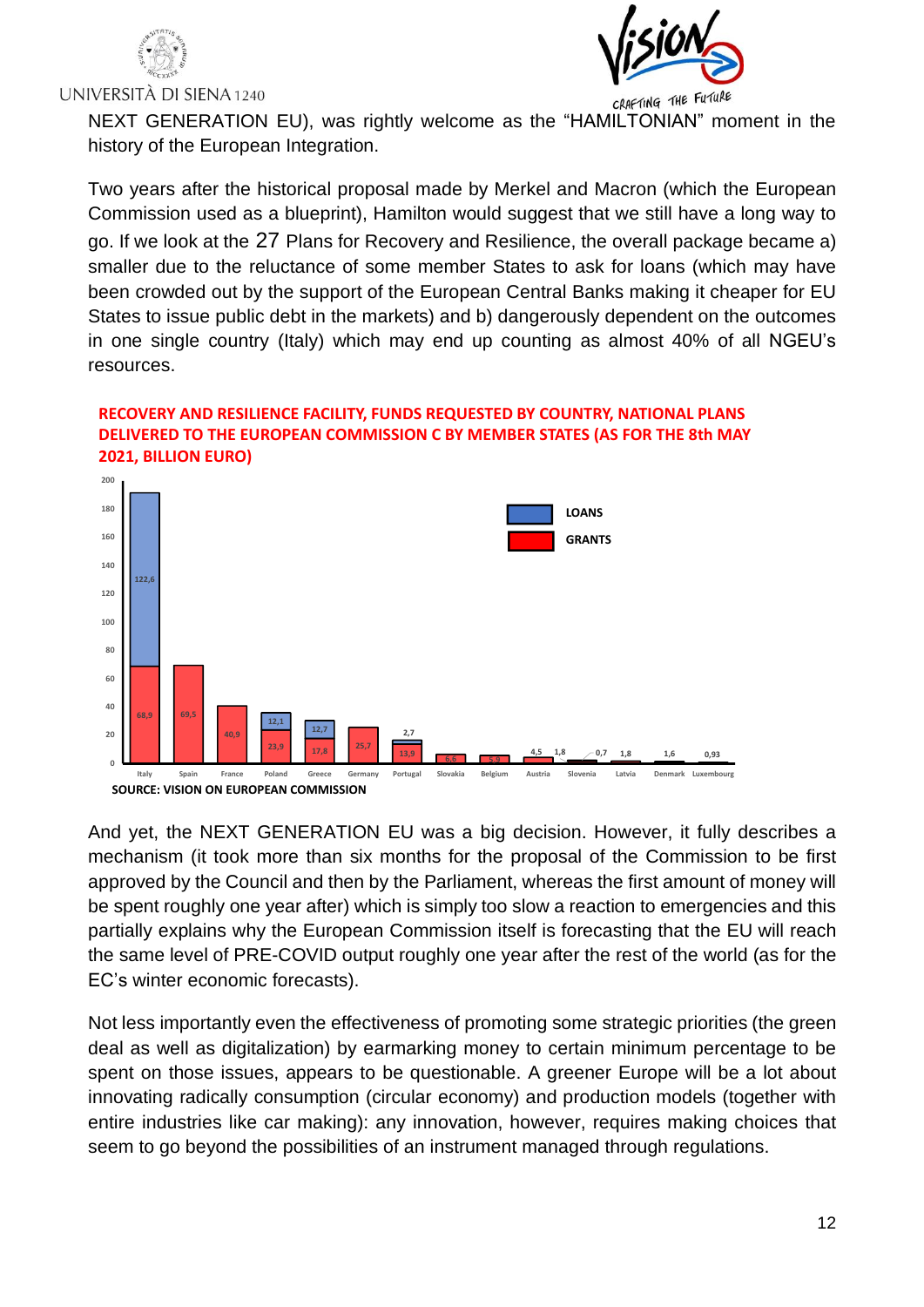NEXT GENERATION EU), was rightly welcome as the "HAMILTONIAN" moment in the history of the European Integration.

Two years after the historical proposal made by Merkel and Macron (which the European Commission used as a blueprint), Hamilton would suggest that we still have a long way to go. If we look at the 27 Plans for Recovery and Resilience, the overall package became a) smaller due to the reluctance of some member States to ask for loans (which may have been crowded out by the support of the European Central Banks making it cheaper for EU States to issue public debt in the markets) and b) dangerously dependent on the outcomes in one single country (Italy) which may end up counting as almost 40% of all NGEU's resources.

**RECOVERY AND RESILIENCE FACILITY, FUNDS REQUESTED BY COUNTRY, NATIONAL PLANS DELIVERED TO THE EUROPEAN COMMISSION C BY MEMBER STATES (AS FOR THE 8th MAY 2021, BILLION EURO)**

**SOURCE: VISION ON EUROPEAN COMMISSION**

And yet, the NEXT GENERATION EU was a big decision. However, it fully describes a mechanism (it took more than six months for the proposal of the Commission to be first approved by the Council and then by the Parliament, whereas the first amount of money will be spent roughly one year after) which is simply too slow a reaction to emergencies and this partially explains why the European Commission itself is forecasting that the EU will reach the same level of PRE-COVID output roughly one year after the rest of the world (as for the EC's winter economic forecasts).

Not less importantly even the effectiveness of promoting some strategic priorities (the green deal as well as digitalization) by earmarking money to certain minimum percentage to be spent on those issues, appears to be questionable. A greener Europe will be a lot about innovating radically consumption (circular economy) and production models (together with entire industries like car making): any innovation, however, requires making choices that seem to go beyond the possibilities of an instrument managed through regulations.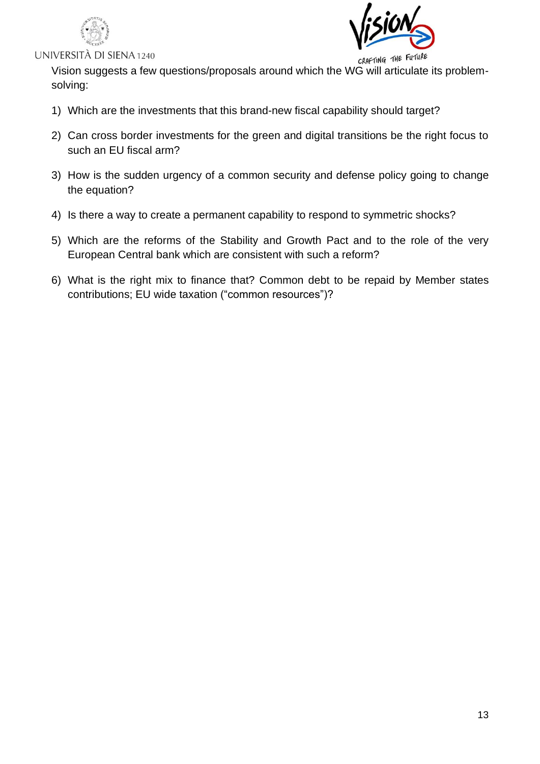Vision suggests a few questions/proposals around which the WG will articulate its problem-solving:

1) Which are the investments that this brand-new fiscal capability should target?
2) Can cross border investments for the green and digital transitions be the right focus to such an EU fiscal arm?
3) How is the sudden urgency of a common security and defense policy going to change the equation?
4) Is there a way to create a permanent capability to respond to symmetric shocks?
5) Which are the reforms of the Stability and Growth Pact and to the role of the very European Central bank which are consistent with such a reform?
6) What is the right mix to finance that? Common debt to be repaid by Member states contributions; EU wide taxation ("common resources")?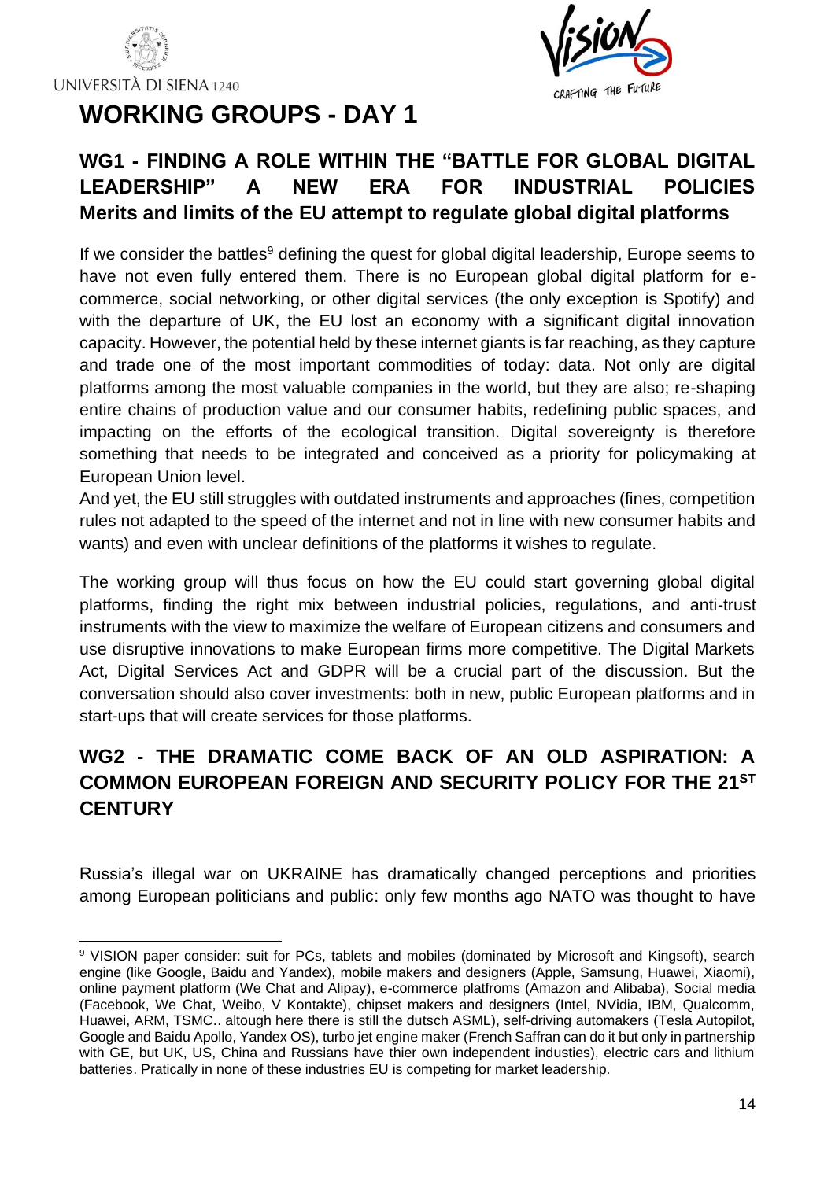# WORKING GROUPS - DAY 1

## WG1 - FINDING A ROLE WITHIN THE "BATTLE FOR GLOBAL DIGITAL LEADERSHIP" A NEW ERA FOR INDUSTRIAL POLICIES Merits and limits of the EU attempt to regulate global digital platforms

If we consider the battles[9] defining the quest for global digital leadership, Europe seems to have not even fully entered them. There is no European global digital platform for e-commerce, social networking, or other digital services (the only exception is Spotify) and with the departure of UK, the EU lost an economy with a significant digital innovation capacity. However, the potential held by these internet giants is far reaching, as they capture and trade one of the most important commodities of today: data. Not only are digital platforms among the most valuable companies in the world, but they are also; re-shaping entire chains of production value and our consumer habits, redefining public spaces, and impacting on the efforts of the ecological transition. Digital sovereignty is therefore something that needs to be integrated and conceived as a priority for policymaking at European Union level.

And yet, the EU still struggles with outdated instruments and approaches (fines, competition rules not adapted to the speed of the internet and not in line with new consumer habits and wants) and even with unclear definitions of the platforms it wishes to regulate.

The working group will thus focus on how the EU could start governing global digital platforms, finding the right mix between industrial policies, regulations, and anti-trust instruments with the view to maximize the welfare of European citizens and consumers and use disruptive innovations to make European firms more competitive. The Digital Markets Act, Digital Services Act and GDPR will be a crucial part of the discussion. But the conversation should also cover investments: both in new, public European platforms and in start-ups that will create services for those platforms.

## WG2 - THE DRAMATIC COME BACK OF AN OLD ASPIRATION: A COMMON EUROPEAN FOREIGN AND SECURITY POLICY FOR THE 21ST CENTURY

Russia's illegal war on UKRAINE has dramatically changed perceptions and priorities among European politicians and public: only few months ago NATO was thought to have

---

[9] VISION paper consider: suit for PCs, tablets and mobiles (dominated by Microsoft and Kingsoft), search engine (like Google, Baidu and Yandex), mobile makers and designers (Apple, Samsung, Huawei, Xiaomi), online payment platform (We Chat and Alipay), e-commerce platfroms (Amazon and Alibaba), Social media (Facebook, We Chat, Weibo, V Kontakte), chipset makers and designers (Intel, NVidia, IBM, Qualcomm, Huawei, ARM, TSMC.. altough here there is still the dutsch ASML), self-driving automakers (Tesla Autopilot, Google and Baidu Apollo, Yandex OS), turbo jet engine maker (French Saffran can do it but only in partnership with GE, but UK, US, China and Russians have thier own independent industies), electric cars and lithium batteries. Pratically in none of these industries EU is competing for market leadership.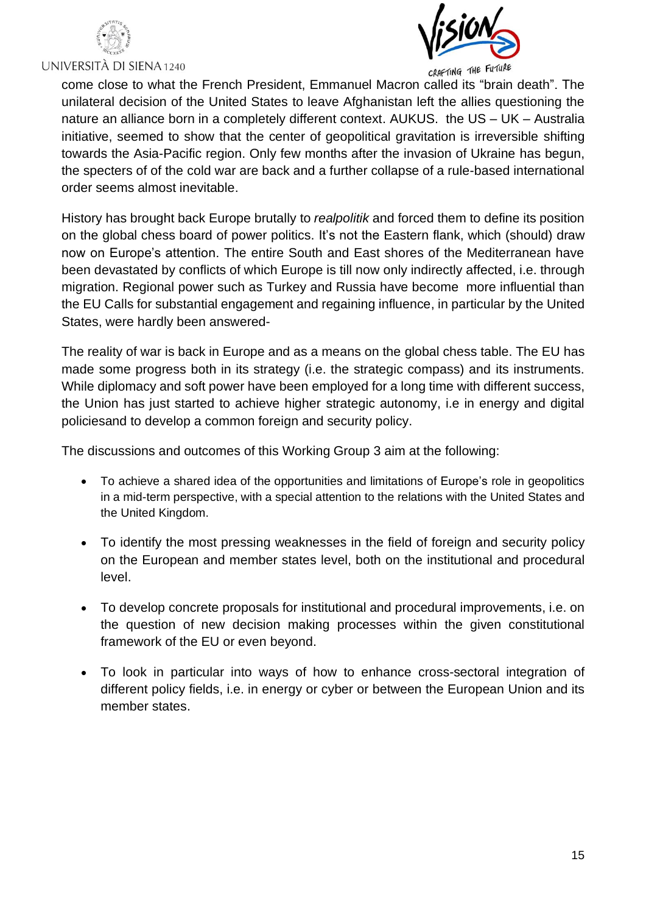come close to what the French President, Emmanuel Macron called its "brain death". The unilateral decision of the United States to leave Afghanistan left the allies questioning the nature an alliance born in a completely different context. AUKUS. the US – UK – Australia initiative, seemed to show that the center of geopolitical gravitation is irreversible shifting towards the Asia-Pacific region. Only few months after the invasion of Ukraine has begun, the specters of of the cold war are back and a further collapse of a rule-based international order seems almost inevitable.

History has brought back Europe brutally to *realpolitik* and forced them to define its position on the global chess board of power politics. It's not the Eastern flank, which (should) draw now on Europe's attention. The entire South and East shores of the Mediterranean have been devastated by conflicts of which Europe is till now only indirectly affected, i.e. through migration. Regional power such as Turkey and Russia have become more influential than the EU Calls for substantial engagement and regaining influence, in particular by the United States, were hardly been answered-

The reality of war is back in Europe and as a means on the global chess table. The EU has made some progress both in its strategy (i.e. the strategic compass) and its instruments. While diplomacy and soft power have been employed for a long time with different success, the Union has just started to achieve higher strategic autonomy, i.e in energy and digital policiesand to develop a common foreign and security policy.

The discussions and outcomes of this Working Group 3 aim at the following:

- To achieve a shared idea of the opportunities and limitations of Europe's role in geopolitics in a mid-term perspective, with a special attention to the relations with the United States and the United Kingdom.
- To identify the most pressing weaknesses in the field of foreign and security policy on the European and member states level, both on the institutional and procedural level.
- To develop concrete proposals for institutional and procedural improvements, i.e. on the question of new decision making processes within the given constitutional framework of the EU or even beyond.
- To look in particular into ways of how to enhance cross-sectoral integration of different policy fields, i.e. in energy or cyber or between the European Union and its member states.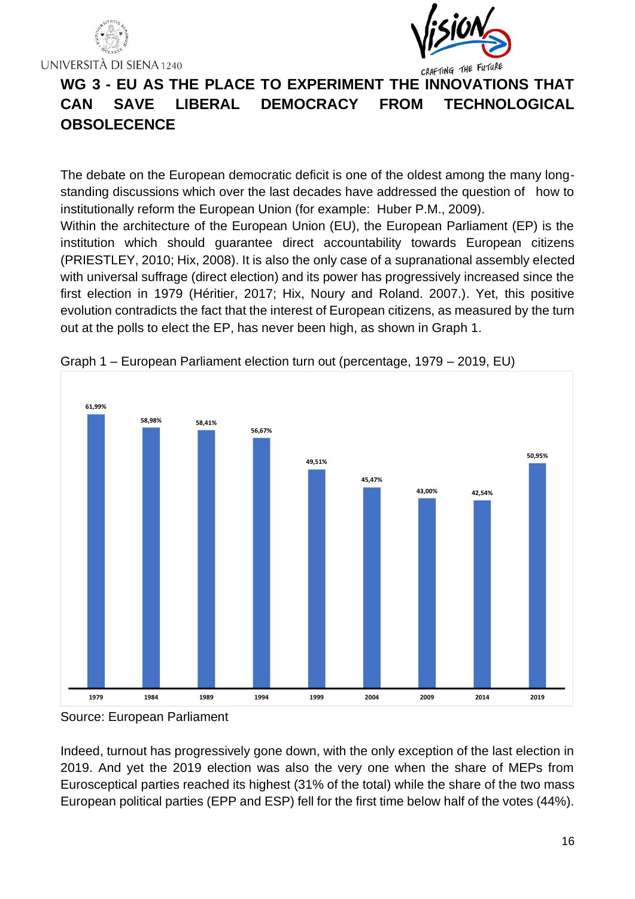## WG 3 - EU AS THE PLACE TO EXPERIMENT THE INNOVATIONS THAT CAN SAVE LIBERAL DEMOCRACY FROM TECHNOLOGICAL OBSOLESCENCE

The debate on the European democratic deficit is one of the oldest among the many long-standing discussions which over the last decades have addressed the question of how to institutionally reform the European Union (for example: Huber P.M., 2009).

Within the architecture of the European Union (EU), the European Parliament (EP) is the institution which should guarantee direct accountability towards European citizens (PRIESTLEY, 2010; Hix, 2008). It is also the only case of a supranational assembly elected with universal suffrage (direct election) and its power has progressively increased since the first election in 1979 (Héritier, 2017; Hix, Noury and Roland. 2007.). Yet, this positive evolution contradicts the fact that the interest of European citizens, as measured by the turn out at the polls to elect the EP, has never been high, as shown in Graph 1.

Graph 1 – European Parliament election turn out (percentage, 1979 – 2019, EU)

| Year | Turnout |
|---|---|
| 1979 | 61,99% |
| 1984 | 58,98% |
| 1989 | 58,41% |
| 1994 | 56,67% |
| 1999 | 49,51% |
| 2004 | 45,47% |
| 2009 | 43,00% |
| 2014 | 42,54% |
| 2019 | 50,95% |

Source: European Parliament

Indeed, turnout has progressively gone down, with the only exception of the last election in 2019. And yet the 2019 election was also the very one when the share of MEPs from Eurosceptical parties reached its highest (31% of the total) while the share of the two mass European political parties (EPP and ESP) fell for the first time below half of the votes (44%).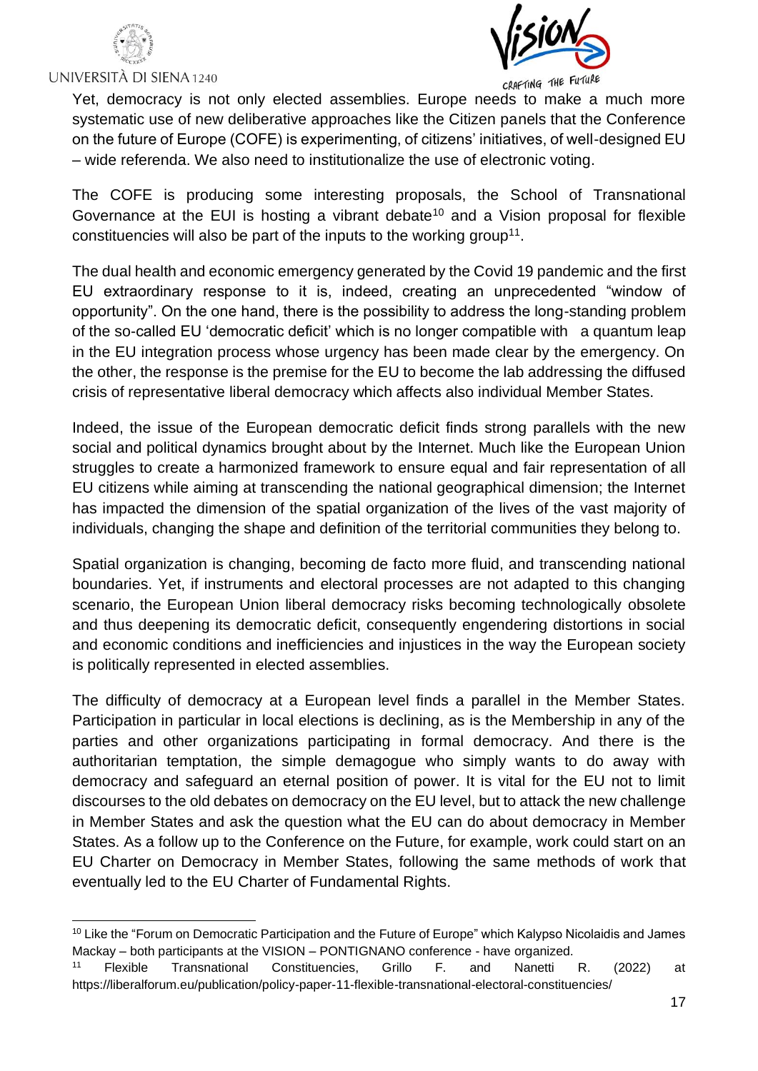Yet, democracy is not only elected assemblies. Europe needs to make a much more systematic use of new deliberative approaches like the Citizen panels that the Conference on the future of Europe (COFE) is experimenting, of citizens' initiatives, of well-designed EU – wide referenda. We also need to institutionalize the use of electronic voting.

The COFE is producing some interesting proposals, the School of Transnational Governance at the EUI is hosting a vibrant debate[10] and a Vision proposal for flexible constituencies will also be part of the inputs to the working group[11].

The dual health and economic emergency generated by the Covid 19 pandemic and the first EU extraordinary response to it is, indeed, creating an unprecedented "window of opportunity". On the one hand, there is the possibility to address the long-standing problem of the so-called EU 'democratic deficit' which is no longer compatible with a quantum leap in the EU integration process whose urgency has been made clear by the emergency. On the other, the response is the premise for the EU to become the lab addressing the diffused crisis of representative liberal democracy which affects also individual Member States.

Indeed, the issue of the European democratic deficit finds strong parallels with the new social and political dynamics brought about by the Internet. Much like the European Union struggles to create a harmonized framework to ensure equal and fair representation of all EU citizens while aiming at transcending the national geographical dimension; the Internet has impacted the dimension of the spatial organization of the lives of the vast majority of individuals, changing the shape and definition of the territorial communities they belong to.

Spatial organization is changing, becoming de facto more fluid, and transcending national boundaries. Yet, if instruments and electoral processes are not adapted to this changing scenario, the European Union liberal democracy risks becoming technologically obsolete and thus deepening its democratic deficit, consequently engendering distortions in social and economic conditions and inefficiencies and injustices in the way the European society is politically represented in elected assemblies.

The difficulty of democracy at a European level finds a parallel in the Member States. Participation in particular in local elections is declining, as is the Membership in any of the parties and other organizations participating in formal democracy. And there is the authoritarian temptation, the simple demagogue who simply wants to do away with democracy and safeguard an eternal position of power. It is vital for the EU not to limit discourses to the old debates on democracy on the EU level, but to attack the new challenge in Member States and ask the question what the EU can do about democracy in Member States. As a follow up to the Conference on the Future, for example, work could start on an EU Charter on Democracy in Member States, following the same methods of work that eventually led to the EU Charter of Fundamental Rights.

---

[10] Like the "Forum on Democratic Participation and the Future of Europe" which Kalypso Nicolaidis and James Mackay – both participants at the VISION – PONTIGNANO conference - have organized.

[11] Flexible Transnational Constituencies, Grillo F. and Nanetti R. (2022) at https://liberalforum.eu/publication/policy-paper-11-flexible-transnational-electoral-constituencies/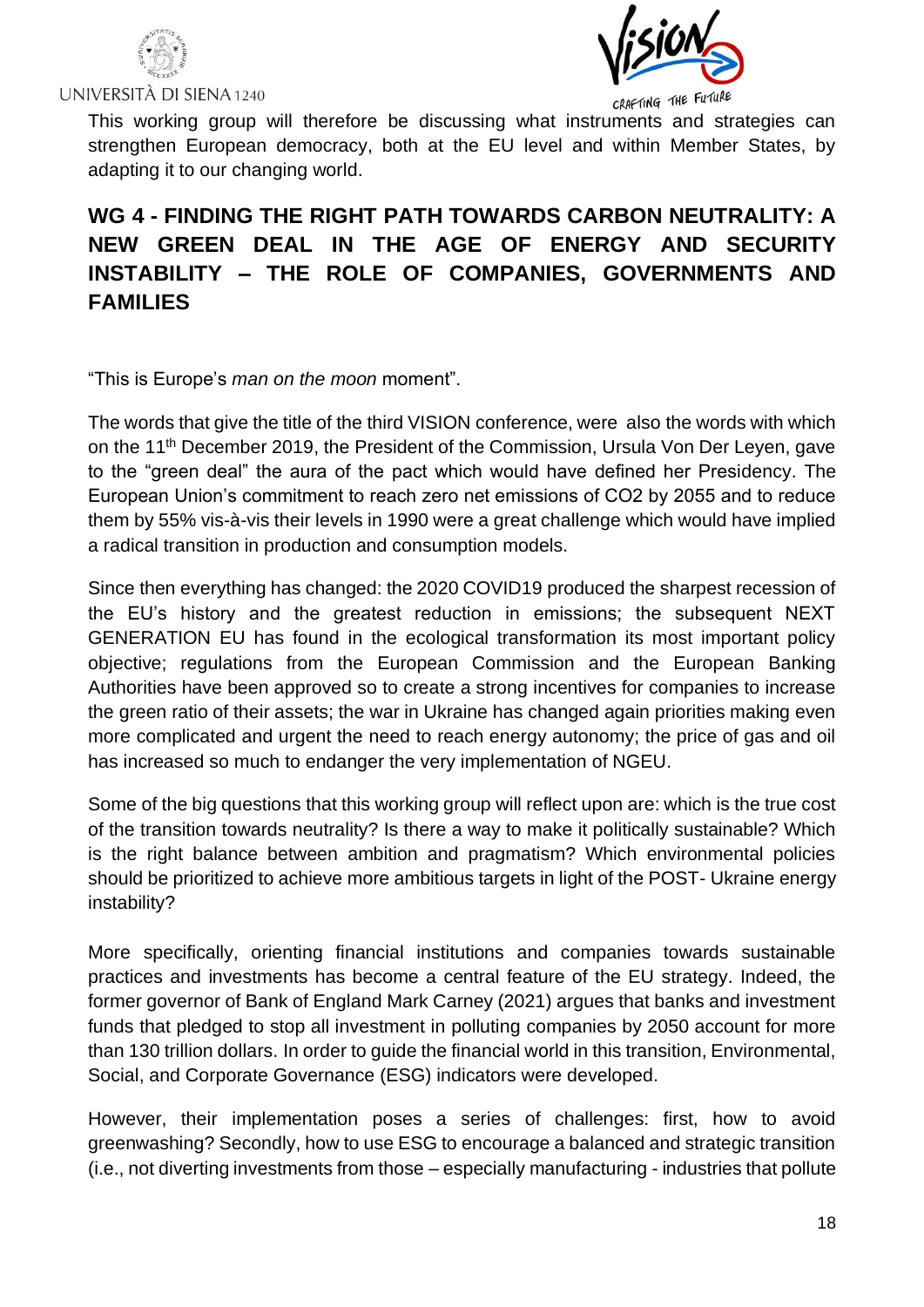This working group will therefore be discussing what instruments and strategies can strengthen European democracy, both at the EU level and within Member States, by adapting it to our changing world.

## WG 4 - FINDING THE RIGHT PATH TOWARDS CARBON NEUTRALITY: A NEW GREEN DEAL IN THE AGE OF ENERGY AND SECURITY INSTABILITY – THE ROLE OF COMPANIES, GOVERNMENTS AND FAMILIES

"This is Europe's *man on the moon* moment".

The words that give the title of the third VISION conference, were also the words with which on the 11th December 2019, the President of the Commission, Ursula Von Der Leyen, gave to the "green deal" the aura of the pact which would have defined her Presidency. The European Union's commitment to reach zero net emissions of CO2 by 2055 and to reduce them by 55% vis-à-vis their levels in 1990 were a great challenge which would have implied a radical transition in production and consumption models.

Since then everything has changed: the 2020 COVID19 produced the sharpest recession of the EU's history and the greatest reduction in emissions; the subsequent NEXT GENERATION EU has found in the ecological transformation its most important policy objective; regulations from the European Commission and the European Banking Authorities have been approved so to create a strong incentives for companies to increase the green ratio of their assets; the war in Ukraine has changed again priorities making even more complicated and urgent the need to reach energy autonomy; the price of gas and oil has increased so much to endanger the very implementation of NGEU.

Some of the big questions that this working group will reflect upon are: which is the true cost of the transition towards neutrality? Is there a way to make it politically sustainable? Which is the right balance between ambition and pragmatism? Which environmental policies should be prioritized to achieve more ambitious targets in light of the POST- Ukraine energy instability?

More specifically, orienting financial institutions and companies towards sustainable practices and investments has become a central feature of the EU strategy. Indeed, the former governor of Bank of England Mark Carney (2021) argues that banks and investment funds that pledged to stop all investment in polluting companies by 2050 account for more than 130 trillion dollars. In order to guide the financial world in this transition, Environmental, Social, and Corporate Governance (ESG) indicators were developed.

However, their implementation poses a series of challenges: first, how to avoid greenwashing? Secondly, how to use ESG to encourage a balanced and strategic transition (i.e., not diverting investments from those – especially manufacturing - industries that pollute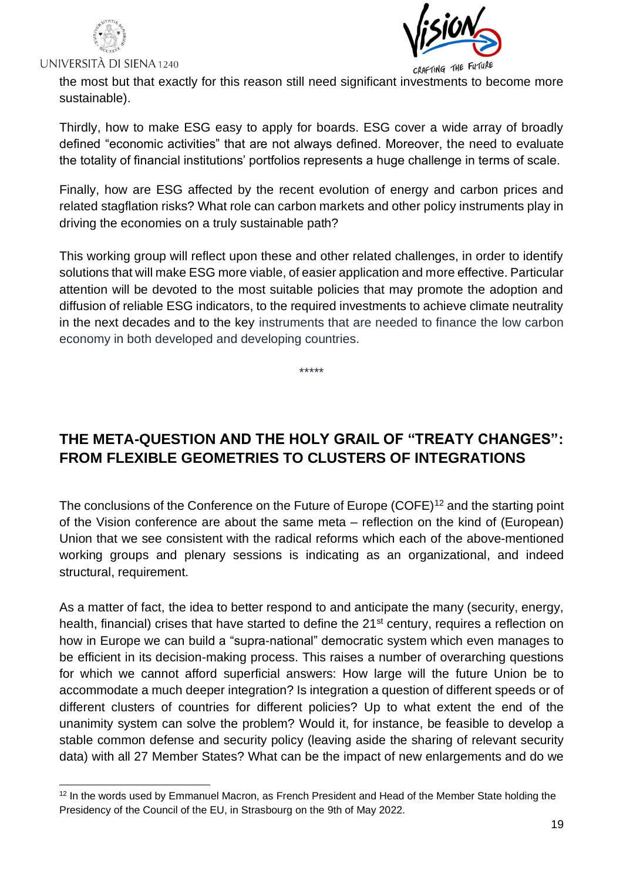the most but that exactly for this reason still need significant investments to become more sustainable).

Thirdly, how to make ESG easy to apply for boards. ESG cover a wide array of broadly defined "economic activities" that are not always defined. Moreover, the need to evaluate the totality of financial institutions' portfolios represents a huge challenge in terms of scale.

Finally, how are ESG affected by the recent evolution of energy and carbon prices and related stagflation risks? What role can carbon markets and other policy instruments play in driving the economies on a truly sustainable path?

This working group will reflect upon these and other related challenges, in order to identify solutions that will make ESG more viable, of easier application and more effective. Particular attention will be devoted to the most suitable policies that may promote the adoption and diffusion of reliable ESG indicators, to the required investments to achieve climate neutrality in the next decades and to the key instruments that are needed to finance the low carbon economy in both developed and developing countries.

*****

## THE META-QUESTION AND THE HOLY GRAIL OF "TREATY CHANGES": FROM FLEXIBLE GEOMETRIES TO CLUSTERS OF INTEGRATIONS

The conclusions of the Conference on the Future of Europe (COFE)[12] and the starting point of the Vision conference are about the same meta – reflection on the kind of (European) Union that we see consistent with the radical reforms which each of the above-mentioned working groups and plenary sessions is indicating as an organizational, and indeed structural, requirement.

As a matter of fact, the idea to better respond to and anticipate the many (security, energy, health, financial) crises that have started to define the 21st century, requires a reflection on how in Europe we can build a "supra-national" democratic system which even manages to be efficient in its decision-making process. This raises a number of overarching questions for which we cannot afford superficial answers: How large will the future Union be to accommodate a much deeper integration? Is integration a question of different speeds or of different clusters of countries for different policies? Up to what extent the end of the unanimity system can solve the problem? Would it, for instance, be feasible to develop a stable common defense and security policy (leaving aside the sharing of relevant security data) with all 27 Member States? What can be the impact of new enlargements and do we

[12] In the words used by Emmanuel Macron, as French President and Head of the Member State holding the Presidency of the Council of the EU, in Strasbourg on the 9th of May 2022.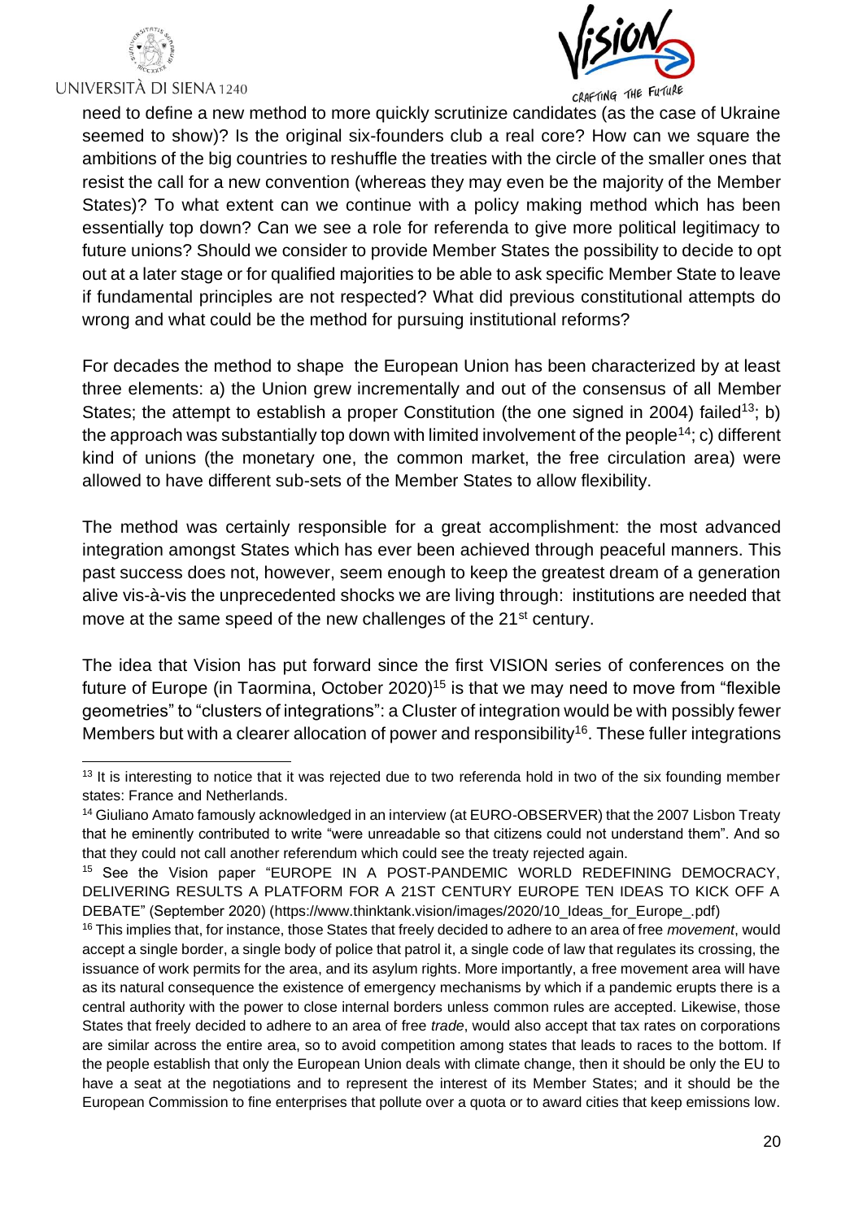need to define a new method to more quickly scrutinize candidates (as the case of Ukraine seemed to show)? Is the original six-founders club a real core? How can we square the ambitions of the big countries to reshuffle the treaties with the circle of the smaller ones that resist the call for a new convention (whereas they may even be the majority of the Member States)? To what extent can we continue with a policy making method which has been essentially top down? Can we see a role for referenda to give more political legitimacy to future unions? Should we consider to provide Member States the possibility to decide to opt out at a later stage or for qualified majorities to be able to ask specific Member State to leave if fundamental principles are not respected? What did previous constitutional attempts do wrong and what could be the method for pursuing institutional reforms?

For decades the method to shape the European Union has been characterized by at least three elements: a) the Union grew incrementally and out of the consensus of all Member States; the attempt to establish a proper Constitution (the one signed in 2004) failed[13]; b) the approach was substantially top down with limited involvement of the people[14]; c) different kind of unions (the monetary one, the common market, the free circulation area) were allowed to have different sub-sets of the Member States to allow flexibility.

The method was certainly responsible for a great accomplishment: the most advanced integration amongst States which has ever been achieved through peaceful manners. This past success does not, however, seem enough to keep the greatest dream of a generation alive vis-à-vis the unprecedented shocks we are living through: institutions are needed that move at the same speed of the new challenges of the 21st century.

The idea that Vision has put forward since the first VISION series of conferences on the future of Europe (in Taormina, October 2020)[15] is that we may need to move from "flexible geometries" to "clusters of integrations": a Cluster of integration would be with possibly fewer Members but with a clearer allocation of power and responsibility[16]. These fuller integrations

---

[13] It is interesting to notice that it was rejected due to two referenda hold in two of the six founding member states: France and Netherlands.

[14] Giuliano Amato famously acknowledged in an interview (at EURO-OBSERVER) that the 2007 Lisbon Treaty that he eminently contributed to write "were unreadable so that citizens could not understand them". And so that they could not call another referendum which could see the treaty rejected again.

[15] See the Vision paper "EUROPE IN A POST-PANDEMIC WORLD REDEFINING DEMOCRACY, DELIVERING RESULTS A PLATFORM FOR A 21ST CENTURY EUROPE TEN IDEAS TO KICK OFF A DEBATE" (September 2020) (https://www.thinktank.vision/images/2020/10_Ideas_for_Europe_.pdf)

[16] This implies that, for instance, those States that freely decided to adhere to an area of free *movement*, would accept a single border, a single body of police that patrol it, a single code of law that regulates its crossing, the issuance of work permits for the area, and its asylum rights. More importantly, a free movement area will have as its natural consequence the existence of emergency mechanisms by which if a pandemic erupts there is a central authority with the power to close internal borders unless common rules are accepted. Likewise, those States that freely decided to adhere to an area of free *trade*, would also accept that tax rates on corporations are similar across the entire area, so to avoid competition among states that leads to races to the bottom. If the people establish that only the European Union deals with climate change, then it should be only the EU to have a seat at the negotiations and to represent the interest of its Member States; and it should be the European Commission to fine enterprises that pollute over a quota or to award cities that keep emissions low.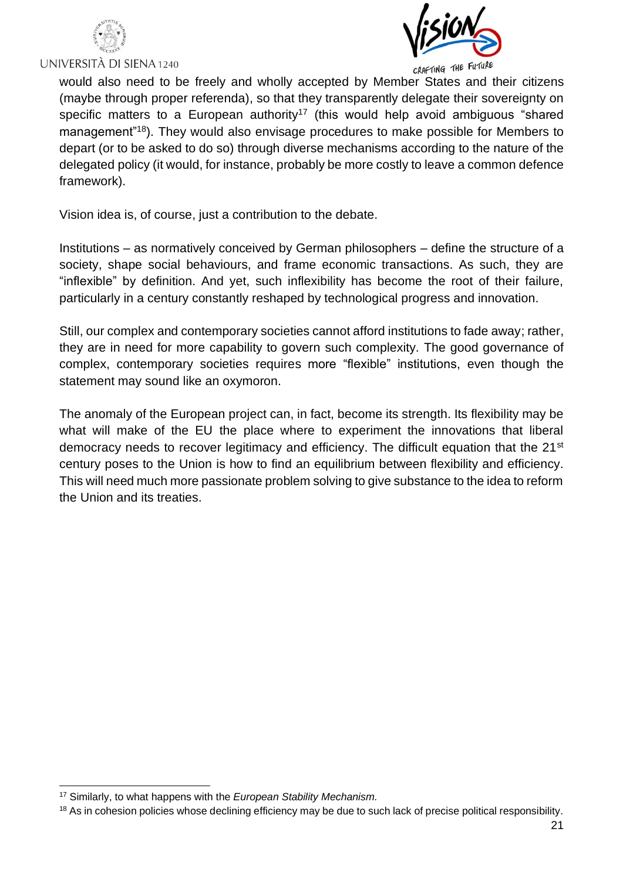would also need to be freely and wholly accepted by Member States and their citizens (maybe through proper referenda), so that they transparently delegate their sovereignty on specific matters to a European authority[17] (this would help avoid ambiguous "shared management"[18]). They would also envisage procedures to make possible for Members to depart (or to be asked to do so) through diverse mechanisms according to the nature of the delegated policy (it would, for instance, probably be more costly to leave a common defence framework).

Vision idea is, of course, just a contribution to the debate.

Institutions – as normatively conceived by German philosophers – define the structure of a society, shape social behaviours, and frame economic transactions. As such, they are "inflexible" by definition. And yet, such inflexibility has become the root of their failure, particularly in a century constantly reshaped by technological progress and innovation.

Still, our complex and contemporary societies cannot afford institutions to fade away; rather, they are in need for more capability to govern such complexity. The good governance of complex, contemporary societies requires more "flexible" institutions, even though the statement may sound like an oxymoron.

The anomaly of the European project can, in fact, become its strength. Its flexibility may be what will make of the EU the place where to experiment the innovations that liberal democracy needs to recover legitimacy and efficiency. The difficult equation that the 21st century poses to the Union is how to find an equilibrium between flexibility and efficiency. This will need much more passionate problem solving to give substance to the idea to reform the Union and its treaties.

---

[17] Similarly, to what happens with the *European Stability Mechanism.*

[18] As in cohesion policies whose declining efficiency may be due to such lack of precise political responsibility.